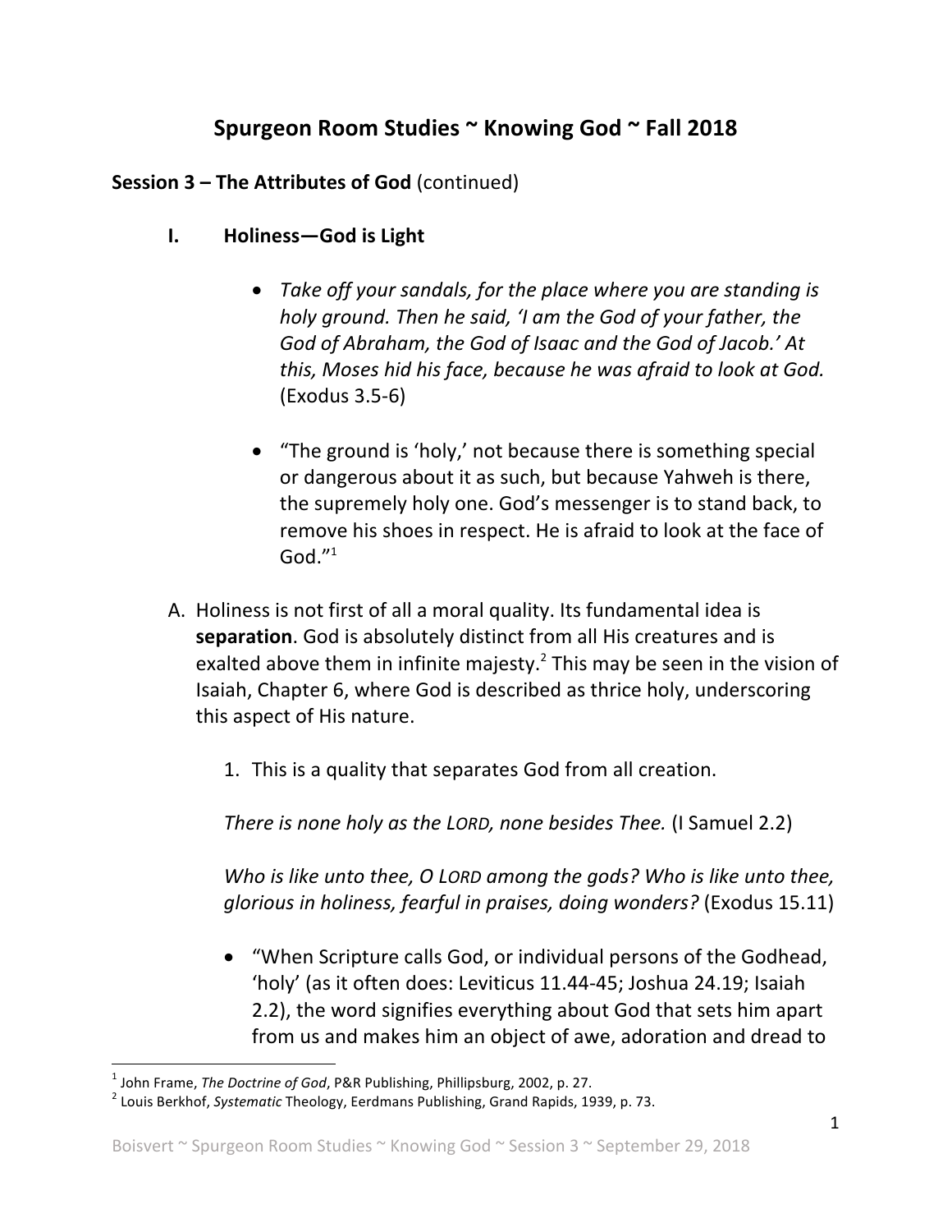# Spurgeon Room Studies ~ Knowing God ~ Fall 2018

## Session 3 – The Attributes of God (continued)

### I. Holiness—God is Light

- *Take off your sandals, for the place where you are standing is holy ground. Then he said, 'I am the God of your father, the God of Abraham, the God of Isaac and the God of Jacob.' At this, Moses hid his face, because he was afraid to look at God.* (Exodus 3.5-6)

- "The ground is 'holy,' not because there is something special or dangerous about it as such, but because Yahweh is there, the supremely holy one. God's messenger is to stand back, to remove his shoes in respect. He is afraid to look at the face of God."[1]

A. Holiness is not first of all a moral quality. Its fundamental idea is **separation**. God is absolutely distinct from all His creatures and is exalted above them in infinite majesty.[2] This may be seen in the vision of Isaiah, Chapter 6, where God is described as thrice holy, underscoring this aspect of His nature.

1. This is a quality that separates God from all creation.

*There is none holy as the LORD, none besides Thee.* (I Samuel 2.2)

*Who is like unto thee, O LORD among the gods? Who is like unto thee, glorious in holiness, fearful in praises, doing wonders?* (Exodus 15.11)

- "When Scripture calls God, or individual persons of the Godhead, 'holy' (as it often does: Leviticus 11.44-45; Joshua 24.19; Isaiah 2.2), the word signifies everything about God that sets him apart from us and makes him an object of awe, adoration and dread to

---

[1] John Frame, *The Doctrine of God*, P&R Publishing, Phillipsburg, 2002, p. 27.

[2] Louis Berkhof, *Systematic* Theology, Eerdmans Publishing, Grand Rapids, 1939, p. 73.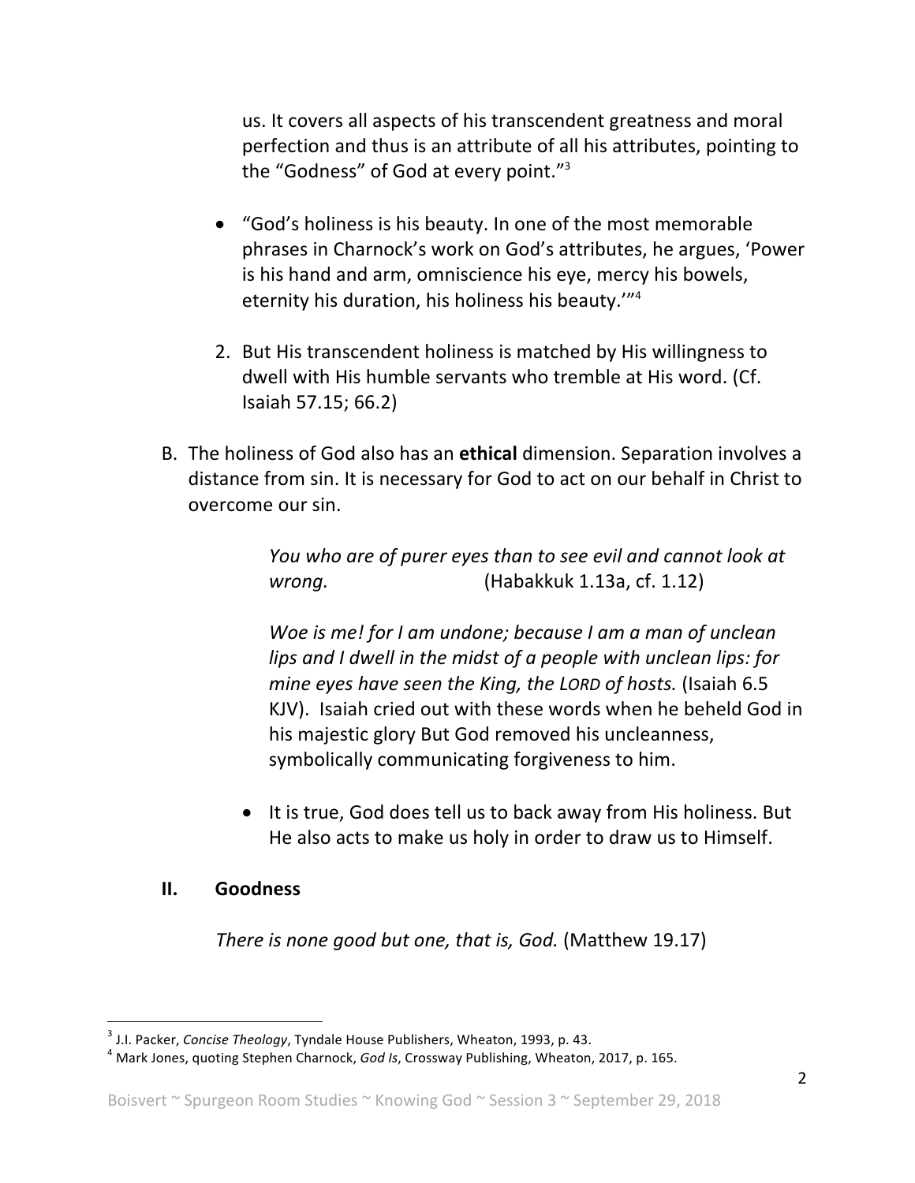us. It covers all aspects of his transcendent greatness and moral perfection and thus is an attribute of all his attributes, pointing to the "Godness" of God at every point."[3]

- "God's holiness is his beauty. In one of the most memorable phrases in Charnock's work on God's attributes, he argues, 'Power is his hand and arm, omniscience his eye, mercy his bowels, eternity his duration, his holiness his beauty.'"[4]

2. But His transcendent holiness is matched by His willingness to dwell with His humble servants who tremble at His word. (Cf. Isaiah 57.15; 66.2)

B. The holiness of God also has an **ethical** dimension. Separation involves a distance from sin. It is necessary for God to act on our behalf in Christ to overcome our sin.

> *You who are of purer eyes than to see evil and cannot look at wrong.* (Habakkuk 1.13a, cf. 1.12)
>
> *Woe is me! for I am undone; because I am a man of unclean lips and I dwell in the midst of a people with unclean lips: for mine eyes have seen the King, the LORD of hosts.* (Isaiah 6.5 KJV). Isaiah cried out with these words when he beheld God in his majestic glory But God removed his uncleanness, symbolically communicating forgiveness to him.

- It is true, God does tell us to back away from His holiness. But He also acts to make us holy in order to draw us to Himself.

## II. Goodness

*There is none good but one, that is, God.* (Matthew 19.17)

---

[3] J.I. Packer, *Concise Theology*, Tyndale House Publishers, Wheaton, 1993, p. 43.

[4] Mark Jones, quoting Stephen Charnock, *God Is*, Crossway Publishing, Wheaton, 2017, p. 165.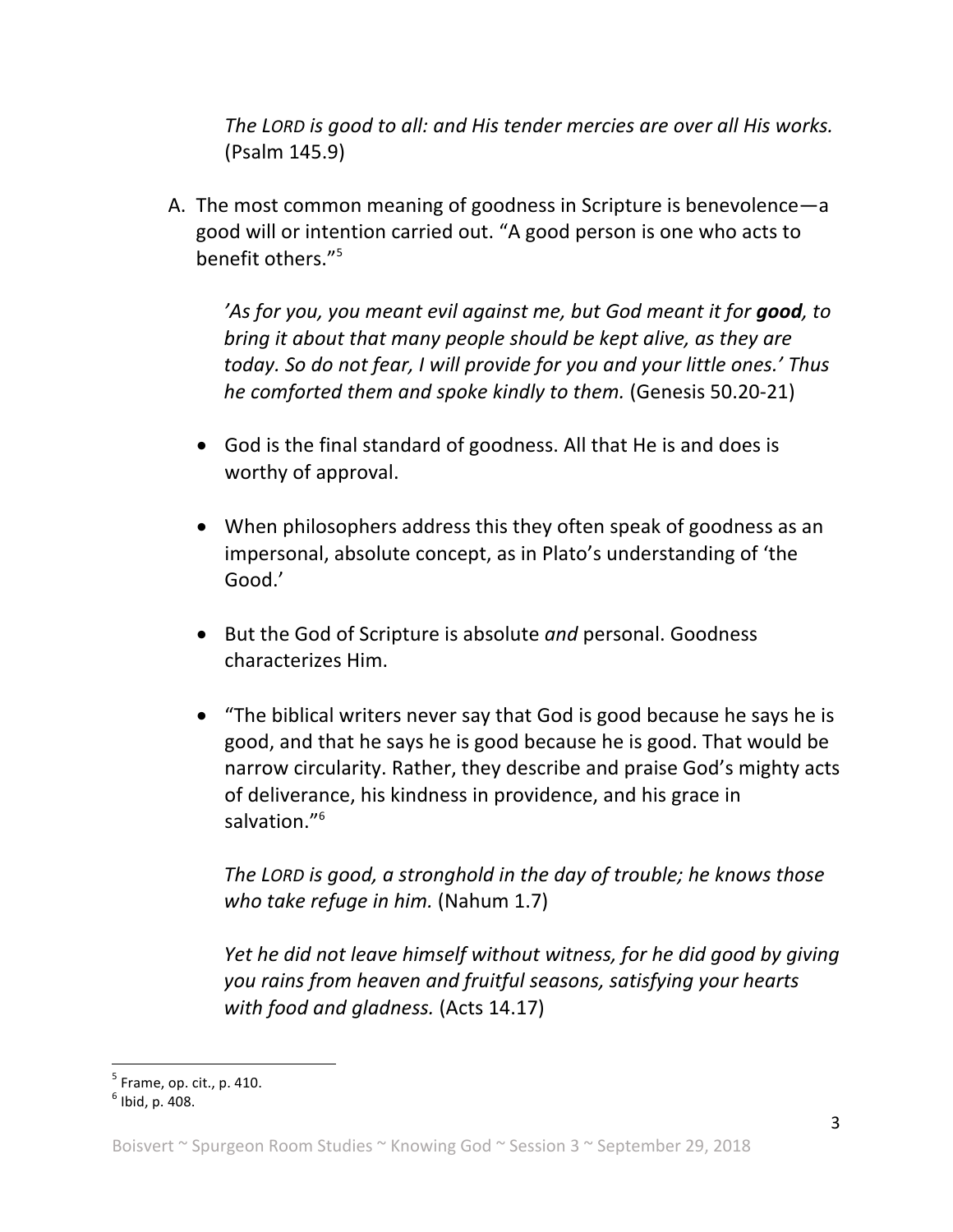*The LORD is good to all: and His tender mercies are over all His works.* (Psalm 145.9)

A. The most common meaning of goodness in Scripture is benevolence—a good will or intention carried out. "A good person is one who acts to benefit others."[5]

*'As for you, you meant evil against me, but God meant it for* ***good****, to bring it about that many people should be kept alive, as they are today. So do not fear, I will provide for you and your little ones.' Thus he comforted them and spoke kindly to them.* (Genesis 50.20-21)

- God is the final standard of goodness. All that He is and does is worthy of approval.
- When philosophers address this they often speak of goodness as an impersonal, absolute concept, as in Plato's understanding of 'the Good.'
- But the God of Scripture is absolute *and* personal. Goodness characterizes Him.
- "The biblical writers never say that God is good because he says he is good, and that he says he is good because he is good. That would be narrow circularity. Rather, they describe and praise God's mighty acts of deliverance, his kindness in providence, and his grace in salvation."[6]

*The LORD is good, a stronghold in the day of trouble; he knows those who take refuge in him.* (Nahum 1.7)

*Yet he did not leave himself without witness, for he did good by giving you rains from heaven and fruitful seasons, satisfying your hearts with food and gladness.* (Acts 14.17)

---

[5] Frame, op. cit., p. 410.

[6] Ibid, p. 408.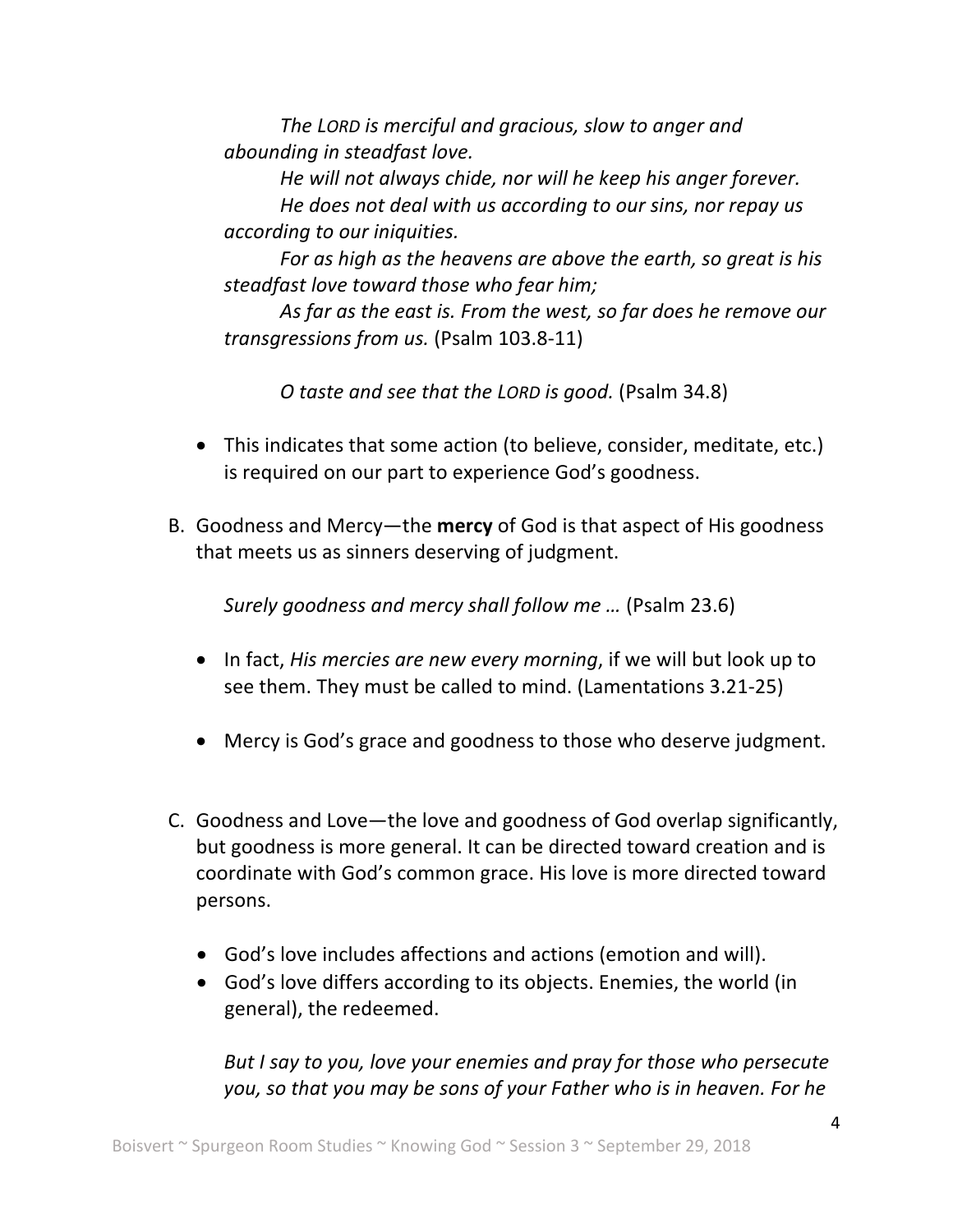*The LORD is merciful and gracious, slow to anger and abounding in steadfast love.*

*He will not always chide, nor will he keep his anger forever.*

*He does not deal with us according to our sins, nor repay us according to our iniquities.*

*For as high as the heavens are above the earth, so great is his steadfast love toward those who fear him;*

*As far as the east is. From the west, so far does he remove our transgressions from us.* (Psalm 103.8-11)

*O taste and see that the LORD is good.* (Psalm 34.8)

- This indicates that some action (to believe, consider, meditate, etc.) is required on our part to experience God's goodness.

B. Goodness and Mercy—the **mercy** of God is that aspect of His goodness that meets us as sinners deserving of judgment.

*Surely goodness and mercy shall follow me …* (Psalm 23.6)

- In fact, *His mercies are new every morning*, if we will but look up to see them. They must be called to mind. (Lamentations 3.21-25)

- Mercy is God's grace and goodness to those who deserve judgment.

C. Goodness and Love—the love and goodness of God overlap significantly, but goodness is more general. It can be directed toward creation and is coordinate with God's common grace. His love is more directed toward persons.

- God's love includes affections and actions (emotion and will).
- God's love differs according to its objects. Enemies, the world (in general), the redeemed.

*But I say to you, love your enemies and pray for those who persecute you, so that you may be sons of your Father who is in heaven. For he*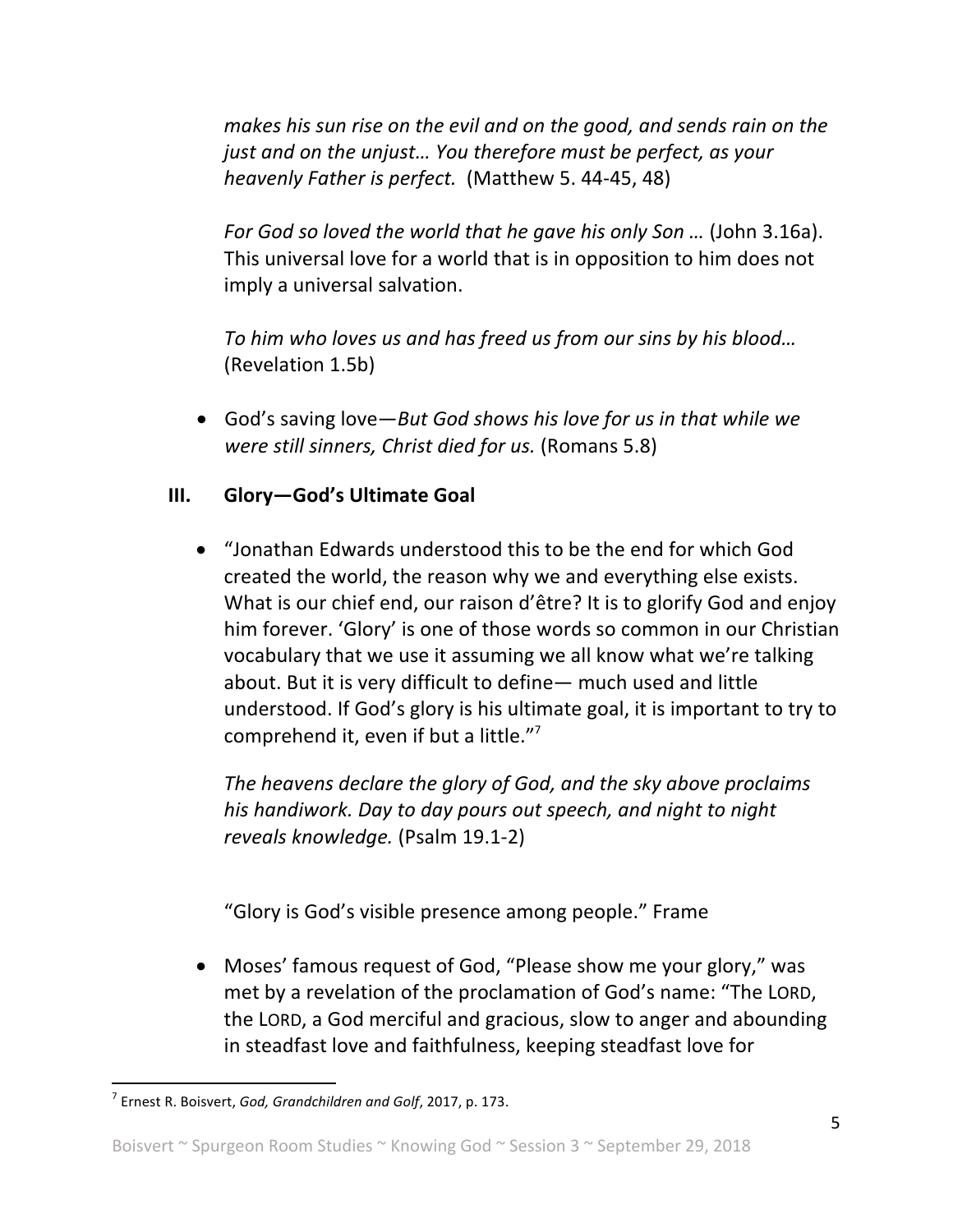*makes his sun rise on the evil and on the good, and sends rain on the just and on the unjust… You therefore must be perfect, as your heavenly Father is perfect.* (Matthew 5. 44-45, 48)

*For God so loved the world that he gave his only Son …* (John 3.16a). This universal love for a world that is in opposition to him does not imply a universal salvation.

*To him who loves us and has freed us from our sins by his blood…* (Revelation 1.5b)

- God's saving love—*But God shows his love for us in that while we were still sinners, Christ died for us.* (Romans 5.8)

## III. Glory—God's Ultimate Goal

- "Jonathan Edwards understood this to be the end for which God created the world, the reason why we and everything else exists. What is our chief end, our raison d'être? It is to glorify God and enjoy him forever. 'Glory' is one of those words so common in our Christian vocabulary that we use it assuming we all know what we're talking about. But it is very difficult to define— much used and little understood. If God's glory is his ultimate goal, it is important to try to comprehend it, even if but a little."[7]

  *The heavens declare the glory of God, and the sky above proclaims his handiwork. Day to day pours out speech, and night to night reveals knowledge.* (Psalm 19.1-2)

  "Glory is God's visible presence among people." Frame

- Moses' famous request of God, "Please show me your glory," was met by a revelation of the proclamation of God's name: "The LORD, the LORD, a God merciful and gracious, slow to anger and abounding in steadfast love and faithfulness, keeping steadfast love for

---

[7] Ernest R. Boisvert, *God, Grandchildren and Golf*, 2017, p. 173.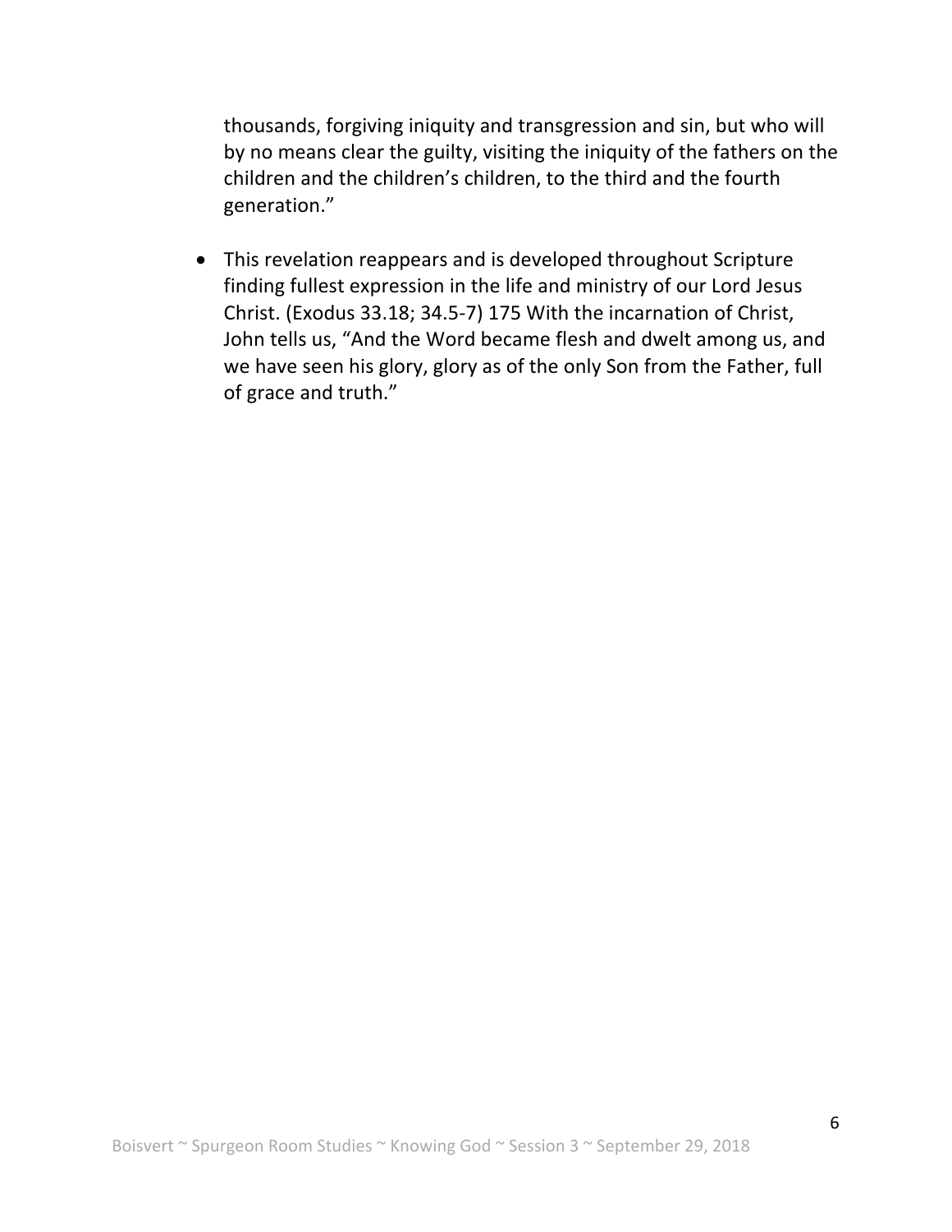thousands, forgiving iniquity and transgression and sin, but who will by no means clear the guilty, visiting the iniquity of the fathers on the children and the children's children, to the third and the fourth generation."

- This revelation reappears and is developed throughout Scripture finding fullest expression in the life and ministry of our Lord Jesus Christ. (Exodus 33.18; 34.5-7) 175 With the incarnation of Christ, John tells us, "And the Word became flesh and dwelt among us, and we have seen his glory, glory as of the only Son from the Father, full of grace and truth."